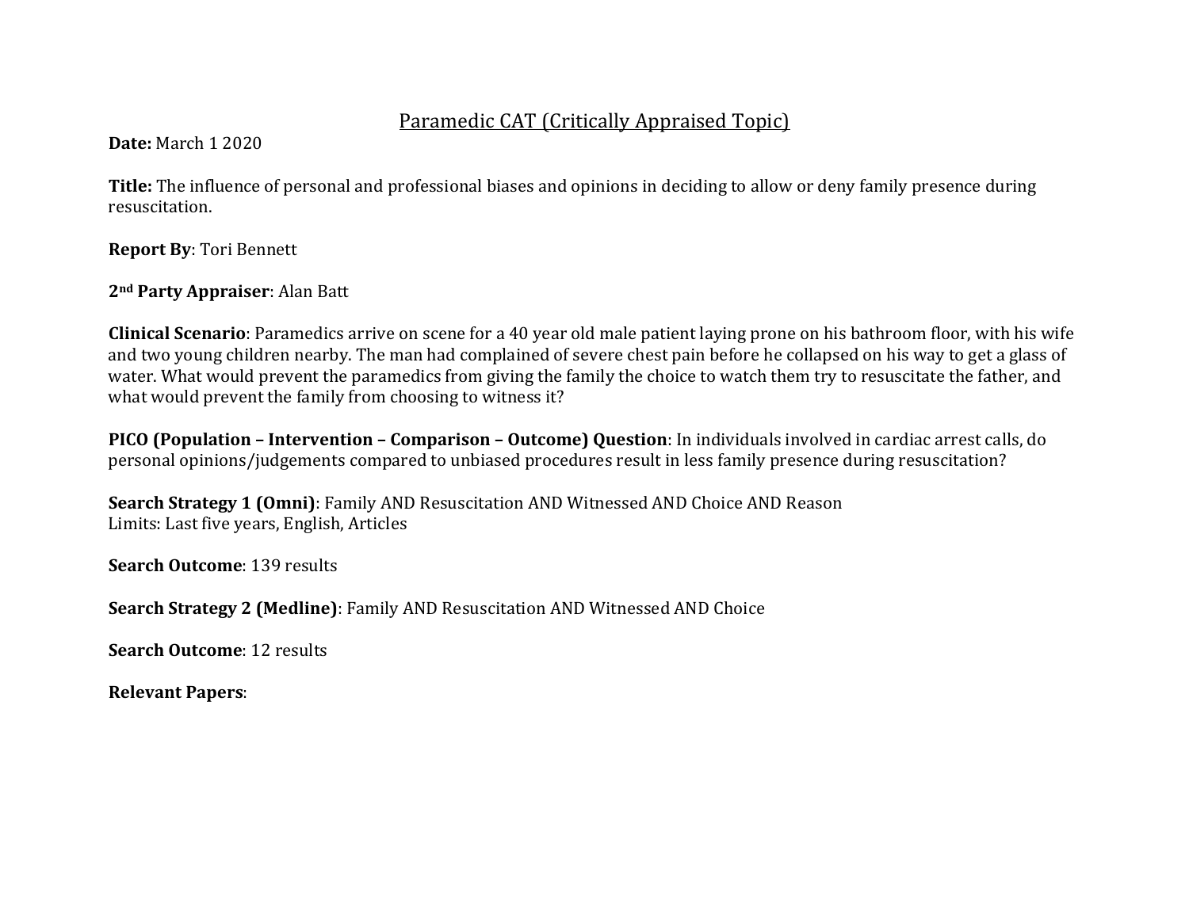# Paramedic CAT (Critically Appraised Topic)

**Date:** March 1 2020

**Title:** The influence of personal and professional biases and opinions in deciding to allow or deny family presence during resuscitation.

**Report By**: Tori Bennett

**2nd Party Appraiser**: Alan Batt

**Clinical Scenario**: Paramedics arrive on scene for a 40 year old male patient laying prone on his bathroom floor, with his wife and two young children nearby. The man had complained of severe chest pain before he collapsed on his way to get a glass of water. What would prevent the paramedics from giving the family the choice to watch them try to resuscitate the father, and what would prevent the family from choosing to witness it?

**PICO (Population – Intervention – Comparison – Outcome) Question**: In individuals involved in cardiac arrest calls, do personal opinions/judgements compared to unbiased procedures result in less family presence during resuscitation?

**Search Strategy 1 (Omni)**: Family AND Resuscitation AND Witnessed AND Choice AND Reason
Limits: Last five years, English, Articles

**Search Outcome**: 139 results

**Search Strategy 2 (Medline)**: Family AND Resuscitation AND Witnessed AND Choice

**Search Outcome**: 12 results

**Relevant Papers**: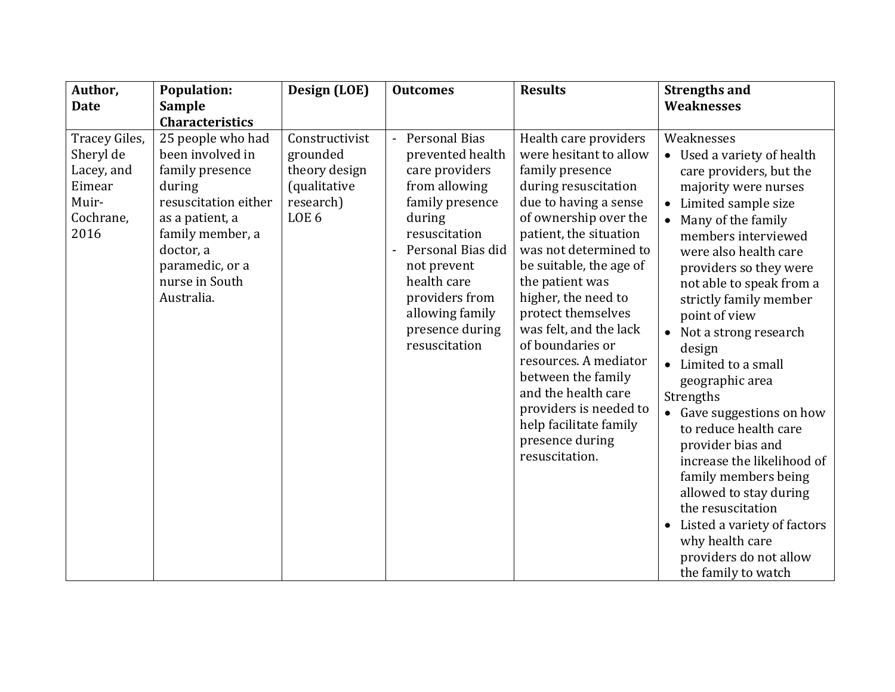| Author, Date | Population: Sample Characteristics | Design (LOE) | Outcomes | Results | Strengths and Weaknesses |
|---|---|---|---|---|---|
| Tracey Giles, Sheryl de Lacey, and Eimear Muir-Cochrane, 2016 | 25 people who had been involved in family presence during resuscitation either as a patient, a family member, a doctor, a paramedic, or a nurse in South Australia. | Constructivist grounded theory design (qualitative research) LOE 6 | - Personal Bias prevented health care providers from allowing family presence during resuscitation<br>- Personal Bias did not prevent health care providers from allowing family presence during resuscitation | Health care providers were hesitant to allow family presence during resuscitation due to having a sense of ownership over the patient, the situation was not determined to be suitable, the age of the patient was higher, the need to protect themselves was felt, and the lack of boundaries or resources. A mediator between the family and the health care providers is needed to help facilitate family presence during resuscitation. | Weaknesses<br>• Used a variety of health care providers, but the majority were nurses<br>• Limited sample size<br>• Many of the family members interviewed were also health care providers so they were not able to speak from a strictly family member point of view<br>• Not a strong research design<br>• Limited to a small geographic area<br>Strengths<br>• Gave suggestions on how to reduce health care provider bias and increase the likelihood of family members being allowed to stay during the resuscitation<br>• Listed a variety of factors why health care providers do not allow the family to watch |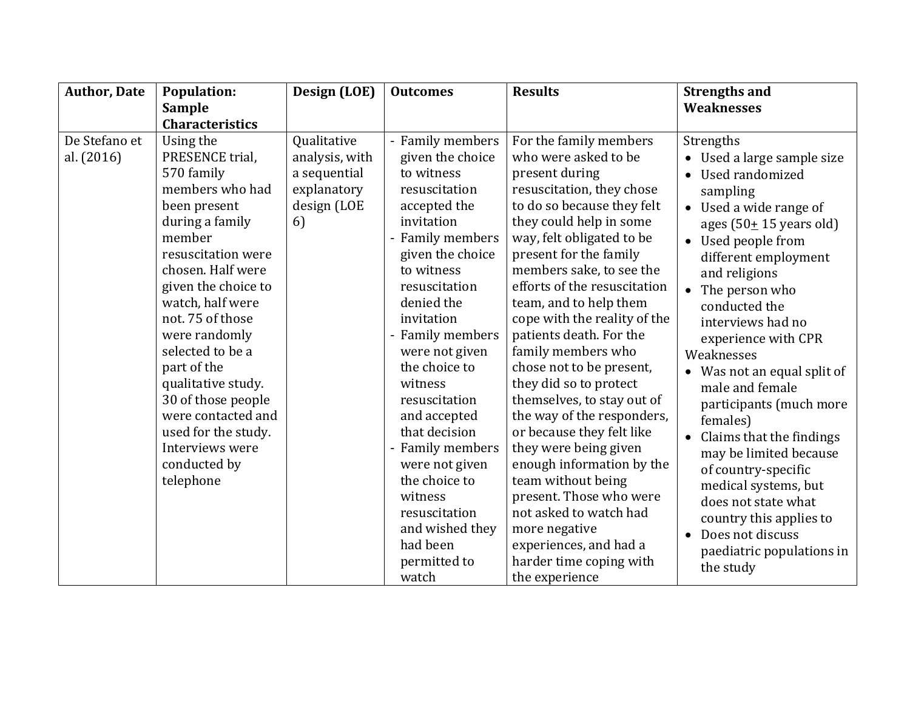| Author, Date | Population: Sample Characteristics | Design (LOE) | Outcomes | Results | Strengths and Weaknesses |
|---|---|---|---|---|---|
| De Stefano et al. (2016) | Using the PRESENCE trial, 570 family members who had been present during a family member resuscitation were chosen. Half were given the choice to watch, half were not. 75 of those were randomly selected to be a part of the qualitative study. 30 of those people were contacted and used for the study. Interviews were conducted by telephone | Qualitative analysis, with a sequential explanatory design (LOE 6) | - Family members given the choice to witness resuscitation accepted the invitation<br>- Family members given the choice to witness resuscitation denied the invitation<br>- Family members were not given the choice to witness resuscitation and accepted that decision<br>- Family members were not given the choice to witness resuscitation and wished they had been permitted to watch | For the family members who were asked to be present during resuscitation, they chose to do so because they felt they could help in some way, felt obligated to be present for the family members sake, to see the efforts of the resuscitation team, and to help them cope with the reality of the patients death. For the family members who chose not to be present, they did so to protect themselves, to stay out of the way of the responders, or because they felt like they were being given enough information by the team without being present. Those who were not asked to watch had more negative experiences, and had a harder time coping with the experience | Strengths<br>• Used a large sample size<br>• Used randomized sampling<br>• Used a wide range of ages (50± 15 years old)<br>• Used people from different employment and religions<br>• The person who conducted the interviews had no experience with CPR<br>Weaknesses<br>• Was not an equal split of male and female participants (much more females)<br>• Claims that the findings may be limited because of country-specific medical systems, but does not state what country this applies to<br>• Does not discuss paediatric populations in the study |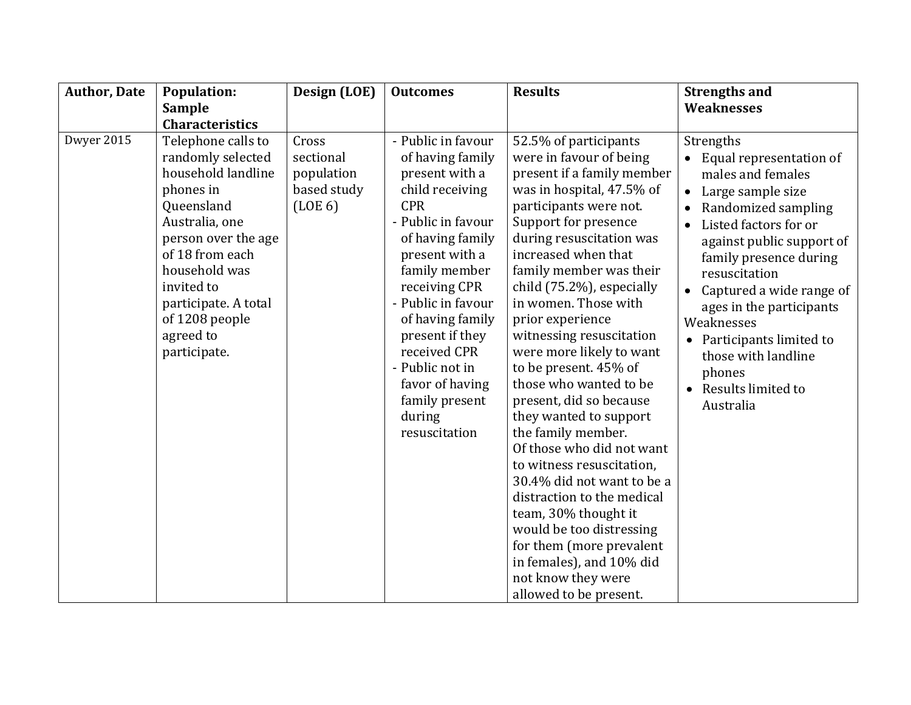| Author, Date | Population: Sample Characteristics | Design (LOE) | Outcomes | Results | Strengths and Weaknesses |
|---|---|---|---|---|---|
| Dwyer 2015 | Telephone calls to randomly selected household landline phones in Queensland Australia, one person over the age of 18 from each household was invited to participate. A total of 1208 people agreed to participate. | Cross sectional population based study (LOE 6) | - Public in favour of having family present with a child receiving CPR<br>- Public in favour of having family present with a family member receiving CPR<br>- Public in favour of having family present if they received CPR<br>- Public not in favor of having family present during resuscitation | 52.5% of participants were in favour of being present if a family member was in hospital, 47.5% of participants were not. Support for presence during resuscitation was increased when that family member was their child (75.2%), especially in women. Those with prior experience witnessing resuscitation were more likely to want to be present. 45% of those who wanted to be present, did so because they wanted to support the family member.<br>Of those who did not want to witness resuscitation, 30.4% did not want to be a distraction to the medical team, 30% thought it would be too distressing for them (more prevalent in females), and 10% did not know they were allowed to be present. | Strengths<br>• Equal representation of males and females<br>• Large sample size<br>• Randomized sampling<br>• Listed factors for or against public support of family presence during resuscitation<br>• Captured a wide range of ages in the participants<br>Weaknesses<br>• Participants limited to those with landline phones<br>• Results limited to Australia |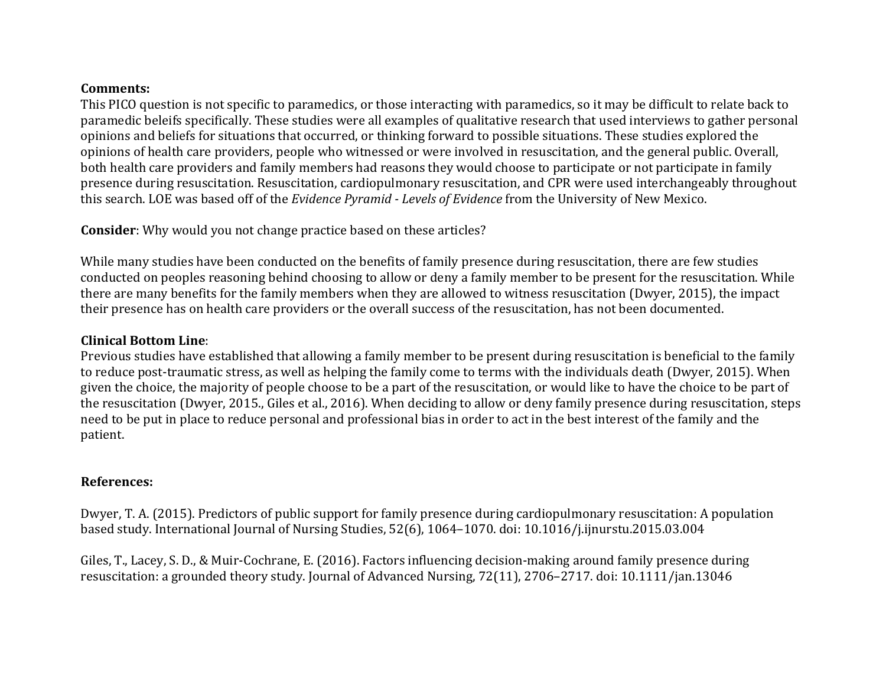**Comments:**
This PICO question is not specific to paramedics, or those interacting with paramedics, so it may be difficult to relate back to paramedic beleifs specifically. These studies were all examples of qualitative research that used interviews to gather personal opinions and beliefs for situations that occurred, or thinking forward to possible situations. These studies explored the opinions of health care providers, people who witnessed or were involved in resuscitation, and the general public. Overall, both health care providers and family members had reasons they would choose to participate or not participate in family presence during resuscitation. Resuscitation, cardiopulmonary resuscitation, and CPR were used interchangeably throughout this search. LOE was based off of the *Evidence Pyramid - Levels of Evidence* from the University of New Mexico.

**Consider**: Why would you not change practice based on these articles?

While many studies have been conducted on the benefits of family presence during resuscitation, there are few studies conducted on peoples reasoning behind choosing to allow or deny a family member to be present for the resuscitation. While there are many benefits for the family members when they are allowed to witness resuscitation (Dwyer, 2015), the impact their presence has on health care providers or the overall success of the resuscitation, has not been documented.

**Clinical Bottom Line**:
Previous studies have established that allowing a family member to be present during resuscitation is beneficial to the family to reduce post-traumatic stress, as well as helping the family come to terms with the individuals death (Dwyer, 2015). When given the choice, the majority of people choose to be a part of the resuscitation, or would like to have the choice to be part of the resuscitation (Dwyer, 2015., Giles et al., 2016). When deciding to allow or deny family presence during resuscitation, steps need to be put in place to reduce personal and professional bias in order to act in the best interest of the family and the patient.

**References:**

Dwyer, T. A. (2015). Predictors of public support for family presence during cardiopulmonary resuscitation: A population based study. International Journal of Nursing Studies, 52(6), 1064–1070. doi: 10.1016/j.ijnurstu.2015.03.004

Giles, T., Lacey, S. D., & Muir-Cochrane, E. (2016). Factors influencing decision-making around family presence during resuscitation: a grounded theory study. Journal of Advanced Nursing, 72(11), 2706–2717. doi: 10.1111/jan.13046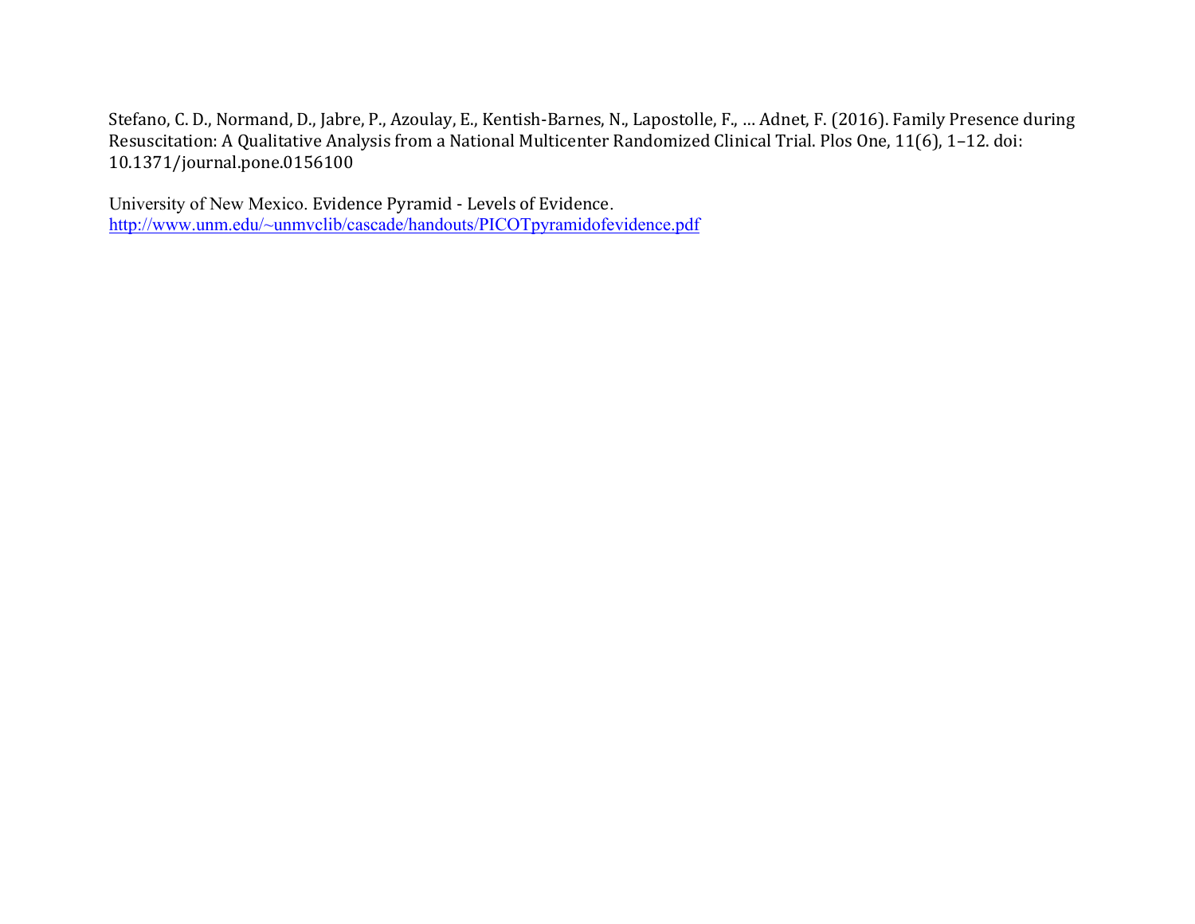Stefano, C. D., Normand, D., Jabre, P., Azoulay, E., Kentish-Barnes, N., Lapostolle, F., … Adnet, F. (2016). Family Presence during Resuscitation: A Qualitative Analysis from a National Multicenter Randomized Clinical Trial. Plos One, 11(6), 1–12. doi: 10.1371/journal.pone.0156100

University of New Mexico. Evidence Pyramid - Levels of Evidence. http://www.unm.edu/~unmvclib/cascade/handouts/PICOTpyramidofevidence.pdf